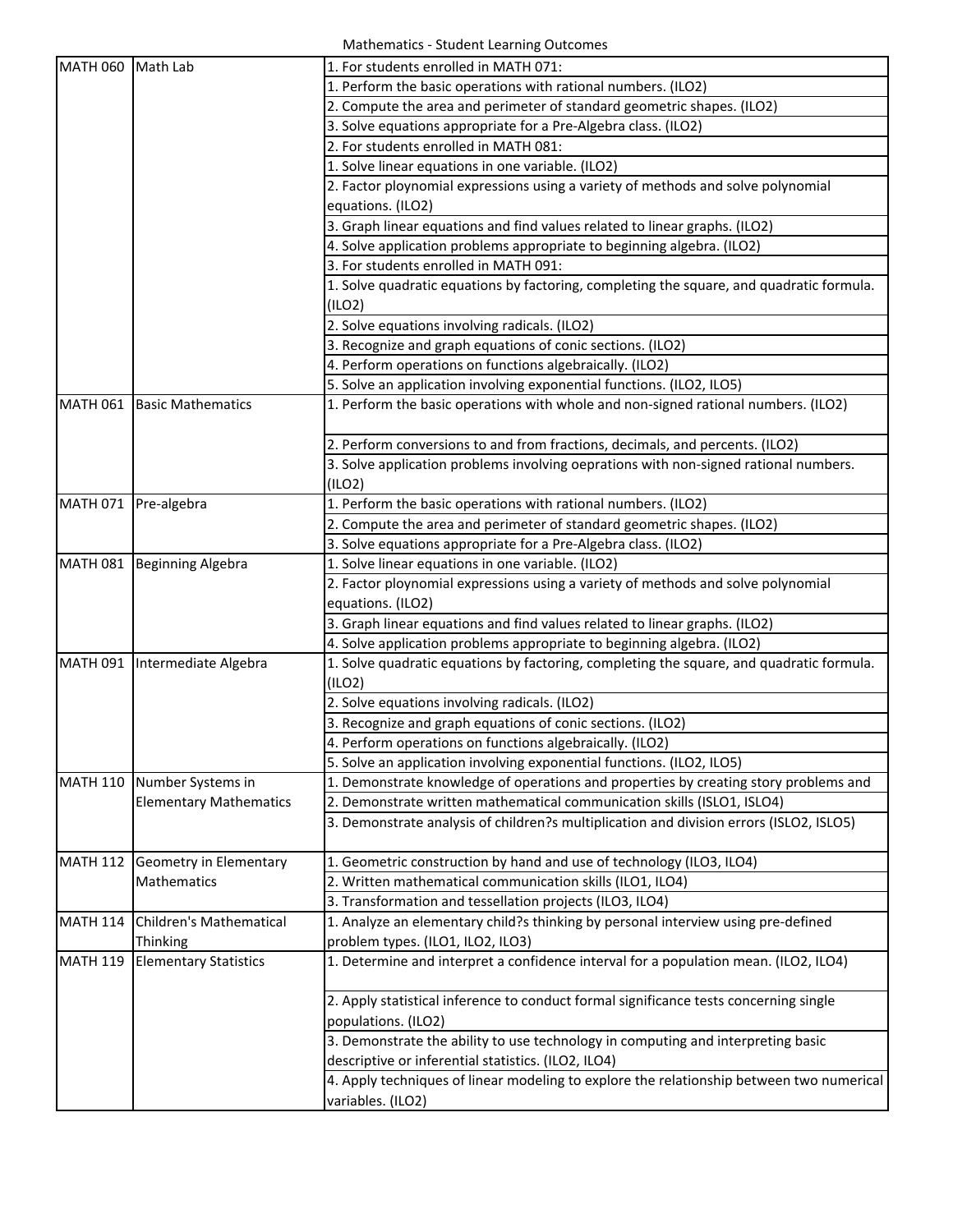Mathematics - Student Learning Outcomes

| | | |
|---|---|---|
| MATH 060 | Math Lab | 1. For students enrolled in MATH 071: |
| | | 1. Perform the basic operations with rational numbers. (ILO2) |
| | | 2. Compute the area and perimeter of standard geometric shapes. (ILO2) |
| | | 3. Solve equations appropriate for a Pre-Algebra class. (ILO2) |
| | | 2. For students enrolled in MATH 081: |
| | | 1. Solve linear equations in one variable. (ILO2) |
| | | 2. Factor ploynomial expressions using a variety of methods and solve polynomial equations. (ILO2) |
| | | 3. Graph linear equations and find values related to linear graphs. (ILO2) |
| | | 4. Solve application problems appropriate to beginning algebra. (ILO2) |
| | | 3. For students enrolled in MATH 091: |
| | | 1. Solve quadratic equations by factoring, completing the square, and quadratic formula. (ILO2) |
| | | 2. Solve equations involving radicals. (ILO2) |
| | | 3. Recognize and graph equations of conic sections. (ILO2) |
| | | 4. Perform operations on functions algebraically. (ILO2) |
| | | 5. Solve an application involving exponential functions. (ILO2, ILO5) |
| MATH 061 | Basic Mathematics | 1. Perform the basic operations with whole and non-signed rational numbers. (ILO2) |
| | | 2. Perform conversions to and from fractions, decimals, and percents. (ILO2) |
| | | 3. Solve application problems involving oeprations with non-signed rational numbers. (ILO2) |
| MATH 071 | Pre-algebra | 1. Perform the basic operations with rational numbers. (ILO2) |
| | | 2. Compute the area and perimeter of standard geometric shapes. (ILO2) |
| | | 3. Solve equations appropriate for a Pre-Algebra class. (ILO2) |
| MATH 081 | Beginning Algebra | 1. Solve linear equations in one variable. (ILO2) |
| | | 2. Factor ploynomial expressions using a variety of methods and solve polynomial equations. (ILO2) |
| | | 3. Graph linear equations and find values related to linear graphs. (ILO2) |
| | | 4. Solve application problems appropriate to beginning algebra. (ILO2) |
| MATH 091 | Intermediate Algebra | 1. Solve quadratic equations by factoring, completing the square, and quadratic formula. (ILO2) |
| | | 2. Solve equations involving radicals. (ILO2) |
| | | 3. Recognize and graph equations of conic sections. (ILO2) |
| | | 4. Perform operations on functions algebraically. (ILO2) |
| | | 5. Solve an application involving exponential functions. (ILO2, ILO5) |
| MATH 110 | Number Systems in Elementary Mathematics | 1. Demonstrate knowledge of operations and properties by creating story problems and |
| | | 2. Demonstrate written mathematical communication skills (ISLO1, ISLO4) |
| | | 3. Demonstrate analysis of children?s multiplication and division errors (ISLO2, ISLO5) |
| MATH 112 | Geometry in Elementary Mathematics | 1. Geometric construction by hand and use of technology (ILO3, ILO4) |
| | | 2. Written mathematical communication skills (ILO1, ILO4) |
| | | 3. Transformation and tessellation projects (ILO3, ILO4) |
| MATH 114 | Children's Mathematical Thinking | 1. Analyze an elementary child?s thinking by personal interview using pre-defined problem types. (ILO1, ILO2, ILO3) |
| MATH 119 | Elementary Statistics | 1. Determine and interpret a confidence interval for a population mean. (ILO2, ILO4) |
| | | 2. Apply statistical inference to conduct formal significance tests concerning single populations. (ILO2) |
| | | 3. Demonstrate the ability to use technology in computing and interpreting basic descriptive or inferential statistics. (ILO2, ILO4) |
| | | 4. Apply techniques of linear modeling to explore the relationship between two numerical variables. (ILO2) |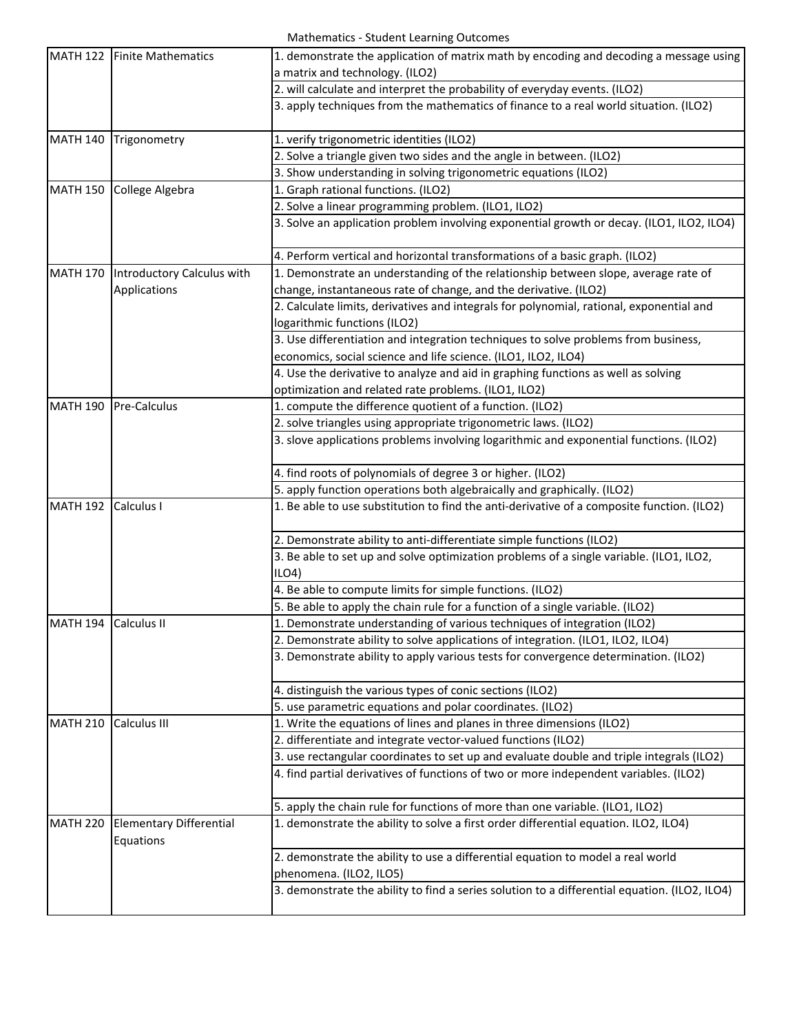Mathematics - Student Learning Outcomes

| Course | Title | Student Learning Outcome |
|---|---|---|
| MATH 122 | Finite Mathematics | 1. demonstrate the application of matrix math by encoding and decoding a message using a matrix and technology. (ILO2) |
| | | 2. will calculate and interpret the probability of everyday events. (ILO2) |
| | | 3. apply techniques from the mathematics of finance to a real world situation. (ILO2) |
| MATH 140 | Trigonometry | 1. verify trigonometric identities (ILO2) |
| | | 2. Solve a triangle given two sides and the angle in between. (ILO2) |
| | | 3. Show understanding in solving trigonometric equations (ILO2) |
| MATH 150 | College Algebra | 1. Graph rational functions. (ILO2) |
| | | 2. Solve a linear programming problem. (ILO1, ILO2) |
| | | 3. Solve an application problem involving exponential growth or decay. (ILO1, ILO2, ILO4) |
| | | 4. Perform vertical and horizontal transformations of a basic graph. (ILO2) |
| MATH 170 | Introductory Calculus with Applications | 1. Demonstrate an understanding of the relationship between slope, average rate of change, instantaneous rate of change, and the derivative. (ILO2) |
| | | 2. Calculate limits, derivatives and integrals for polynomial, rational, exponential and logarithmic functions (ILO2) |
| | | 3. Use differentiation and integration techniques to solve problems from business, economics, social science and life science. (ILO1, ILO2, ILO4) |
| | | 4. Use the derivative to analyze and aid in graphing functions as well as solving optimization and related rate problems. (ILO1, ILO2) |
| MATH 190 | Pre-Calculus | 1. compute the difference quotient of a function. (ILO2) |
| | | 2. solve triangles using appropriate trigonometric laws. (ILO2) |
| | | 3. slove applications problems involving logarithmic and exponential functions. (ILO2) |
| | | 4. find roots of polynomials of degree 3 or higher. (ILO2) |
| | | 5. apply function operations both algebraically and graphically. (ILO2) |
| MATH 192 | Calculus I | 1. Be able to use substitution to find the anti-derivative of a composite function. (ILO2) |
| | | 2. Demonstrate ability to anti-differentiate simple functions (ILO2) |
| | | 3. Be able to set up and solve optimization problems of a single variable. (ILO1, ILO2, ILO4) |
| | | 4. Be able to compute limits for simple functions. (ILO2) |
| | | 5. Be able to apply the chain rule for a function of a single variable. (ILO2) |
| MATH 194 | Calculus II | 1. Demonstrate understanding of various techniques of integration (ILO2) |
| | | 2. Demonstrate ability to solve applications of integration. (ILO1, ILO2, ILO4) |
| | | 3. Demonstrate ability to apply various tests for convergence determination. (ILO2) |
| | | 4. distinguish the various types of conic sections (ILO2) |
| | | 5. use parametric equations and polar coordinates. (ILO2) |
| MATH 210 | Calculus III | 1. Write the equations of lines and planes in three dimensions (ILO2) |
| | | 2. differentiate and integrate vector-valued functions (ILO2) |
| | | 3. use rectangular coordinates to set up and evaluate double and triple integrals (ILO2) |
| | | 4. find partial derivatives of functions of two or more independent variables. (ILO2) |
| | | 5. apply the chain rule for functions of more than one variable. (ILO1, ILO2) |
| MATH 220 | Elementary Differential Equations | 1. demonstrate the ability to solve a first order differential equation. ILO2, ILO4) |
| | | 2. demonstrate the ability to use a differential equation to model a real world phenomena. (ILO2, ILO5) |
| | | 3. demonstrate the ability to find a series solution to a differential equation. (ILO2, ILO4) |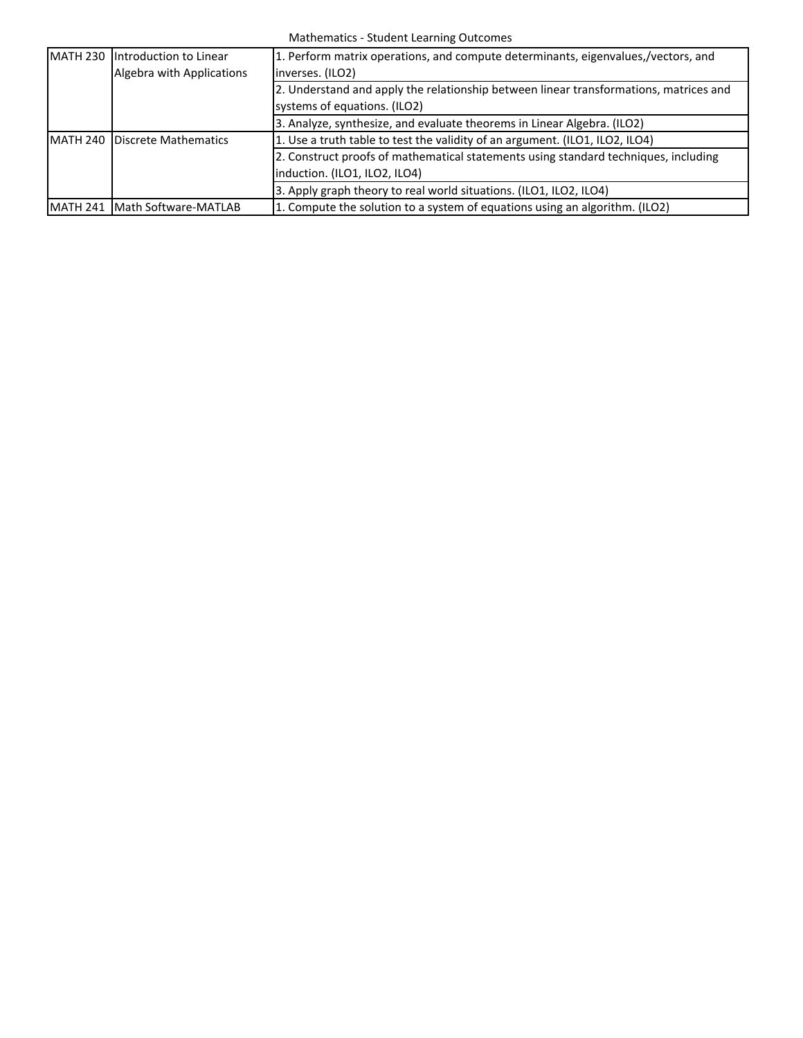Mathematics - Student Learning Outcomes

| | | |
|---|---|---|
| MATH 230 | Introduction to Linear Algebra with Applications | 1. Perform matrix operations, and compute determinants, eigenvalues,/vectors, and inverses. (ILO2) |
| | | 2. Understand and apply the relationship between linear transformations, matrices and systems of equations. (ILO2) |
| | | 3. Analyze, synthesize, and evaluate theorems in Linear Algebra. (ILO2) |
| MATH 240 | Discrete Mathematics | 1. Use a truth table to test the validity of an argument. (ILO1, ILO2, ILO4) |
| | | 2. Construct proofs of mathematical statements using standard techniques, including induction. (ILO1, ILO2, ILO4) |
| | | 3. Apply graph theory to real world situations. (ILO1, ILO2, ILO4) |
| MATH 241 | Math Software-MATLAB | 1. Compute the solution to a system of equations using an algorithm. (ILO2) |